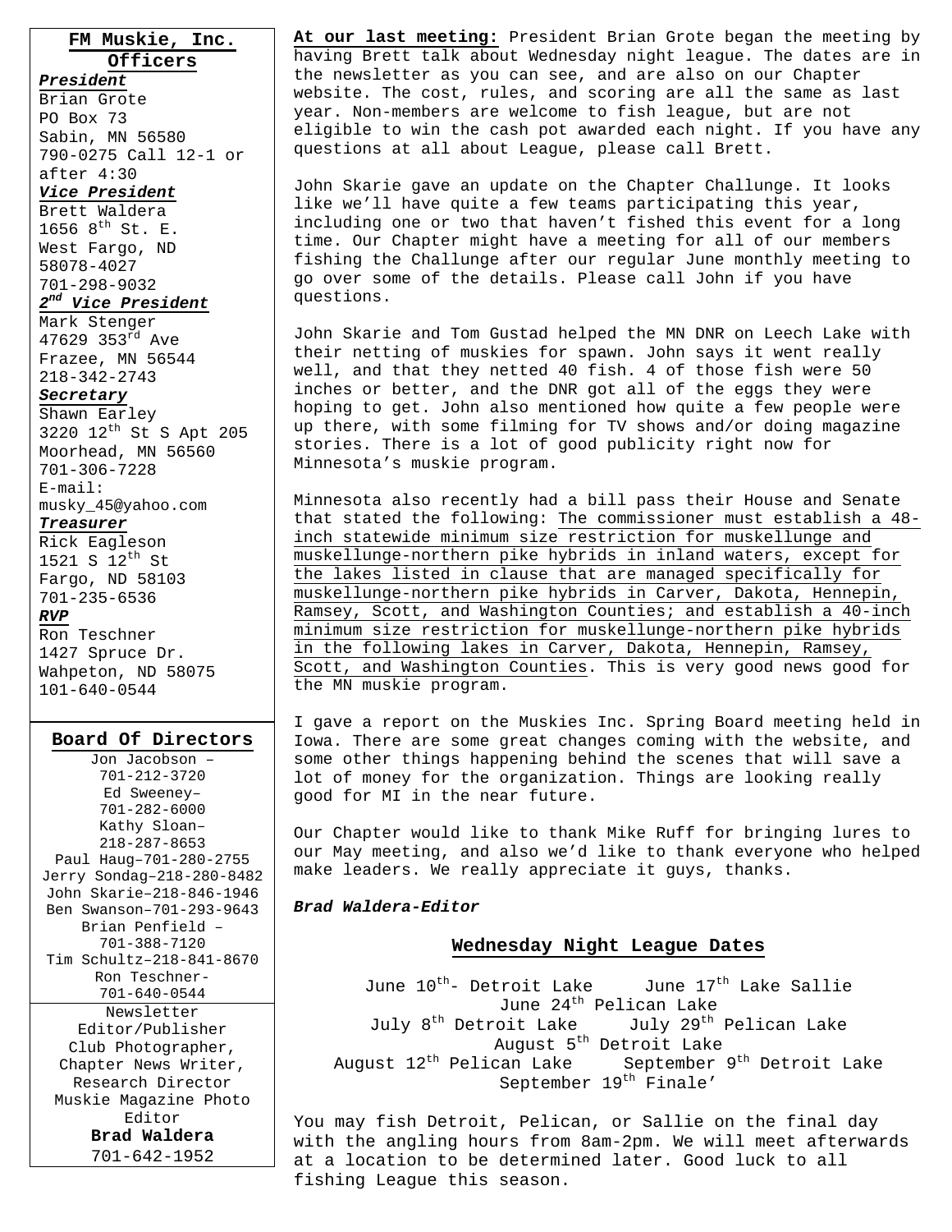## FM Muskie, Inc. Officers

***President***
Brian Grote
PO Box 73
Sabin, MN 56580
790-0275 Call 12-1 or after 4:30

***Vice President***
Brett Waldera
1656 8th St. E.
West Fargo, ND 58078-4027
701-298-9032

***2nd Vice President***
Mark Stenger
47629 353rd Ave
Frazee, MN 56544
218-342-2743

***Secretary***
Shawn Earley
3220 12th St S Apt 205
Moorhead, MN 56560
701-306-7228
E-mail: musky_45@yahoo.com

***Treasurer***
Rick Eagleson
1521 S 12th St
Fargo, ND 58103
701-235-6536

***RVP***
Ron Teschner
1427 Spruce Dr.
Wahpeton, ND 58075
101-640-0544

## Board Of Directors

Jon Jacobson – 701-212-3720
Ed Sweeney– 701-282-6000
Kathy Sloan– 218-287-8653
Paul Haug–701-280-2755
Jerry Sondag–218-280-8482
John Skarie–218-846-1946
Ben Swanson–701-293-9643
Brian Penfield – 701-388-7120
Tim Schultz–218-841-8670
Ron Teschner- 701-640-0544

Newsletter Editor/Publisher
Club Photographer,
Chapter News Writer,
Research Director
Muskie Magazine Photo Editor
**Brad Waldera**
701-642-1952

**At our last meeting:** President Brian Grote began the meeting by having Brett talk about Wednesday night league. The dates are in the newsletter as you can see, and are also on our Chapter website. The cost, rules, and scoring are all the same as last year. Non-members are welcome to fish league, but are not eligible to win the cash pot awarded each night. If you have any questions at all about League, please call Brett.

John Skarie gave an update on the Chapter Challunge. It looks like we'll have quite a few teams participating this year, including one or two that haven't fished this event for a long time. Our Chapter might have a meeting for all of our members fishing the Challunge after our regular June monthly meeting to go over some of the details. Please call John if you have questions.

John Skarie and Tom Gustad helped the MN DNR on Leech Lake with their netting of muskies for spawn. John says it went really well, and that they netted 40 fish. 4 of those fish were 50 inches or better, and the DNR got all of the eggs they were hoping to get. John also mentioned how quite a few people were up there, with some filming for TV shows and/or doing magazine stories. There is a lot of good publicity right now for Minnesota's muskie program.

Minnesota also recently had a bill pass their House and Senate that stated the following: <u>The commissioner must establish a 48-inch statewide minimum size restriction for muskellunge and muskellunge-northern pike hybrids in inland waters, except for the lakes listed in clause that are managed specifically for muskellunge-northern pike hybrids in Carver, Dakota, Hennepin, Ramsey, Scott, and Washington Counties; and establish a 40-inch minimum size restriction for muskellunge-northern pike hybrids in the following lakes in Carver, Dakota, Hennepin, Ramsey, Scott, and Washington Counties</u>. This is very good news good for the MN muskie program.

I gave a report on the Muskies Inc. Spring Board meeting held in Iowa. There are some great changes coming with the website, and some other things happening behind the scenes that will save a lot of money for the organization. Things are looking really good for MI in the near future.

Our Chapter would like to thank Mike Ruff for bringing lures to our May meeting, and also we'd like to thank everyone who helped make leaders. We really appreciate it guys, thanks.

***Brad Waldera-Editor***

## Wednesday Night League Dates

June 10th- Detroit Lake    June 17th Lake Sallie
June 24th Pelican Lake
July 8th Detroit Lake    July 29th Pelican Lake
August 5th Detroit Lake
August 12th Pelican Lake    September 9th Detroit Lake
September 19th Finale'

You may fish Detroit, Pelican, or Sallie on the final day with the angling hours from 8am-2pm. We will meet afterwards at a location to be determined later. Good luck to all fishing League this season.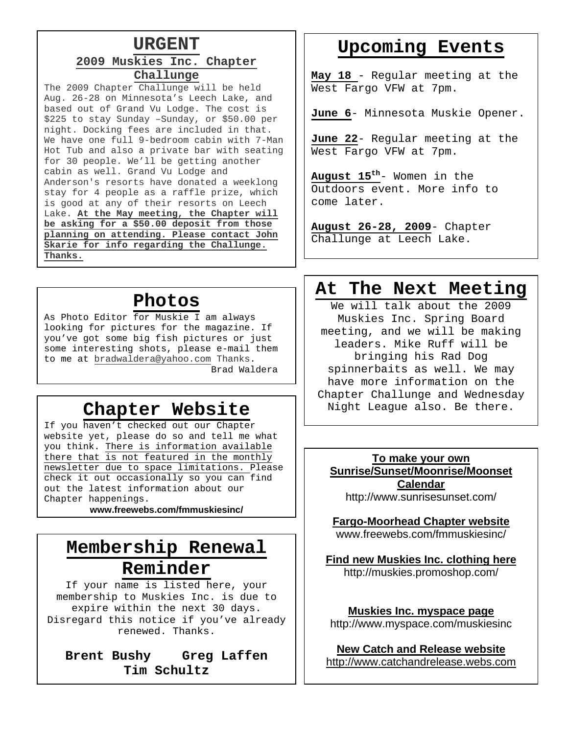# URGENT

## 2009 Muskies Inc. Chapter Challunge

The 2009 Chapter Challunge will be held Aug. 26-28 on Minnesota's Leech Lake, and based out of Grand Vu Lodge. The cost is $225 to stay Sunday –Sunday, or $50.00 per night. Docking fees are included in that. We have one full 9-bedroom cabin with 7-Man Hot Tub and also a private bar with seating for 30 people. We'll be getting another cabin as well. Grand Vu Lodge and Anderson's resorts have donated a weeklong stay for 4 people as a raffle prize, which is good at any of their resorts on Leech Lake. **At the May meeting, the Chapter will be asking for a $50.00 deposit from those planning on attending. Please contact John Skarie for info regarding the Challunge. Thanks.**

# Photos

As Photo Editor for Muskie I am always looking for pictures for the magazine. If you've got some big fish pictures or just some interesting shots, please e-mail them to me at bradwaldera@yahoo.com Thanks.

Brad Waldera

# Chapter Website

If you haven't checked out our Chapter website yet, please do so and tell me what you think. There is information available there that is not featured in the monthly newsletter due to space limitations. Please check it out occasionally so you can find out the latest information about our Chapter happenings.

**www.freewebs.com/fmmuskiesinc/**

# Membership Renewal Reminder

If your name is listed here, your membership to Muskies Inc. is due to expire within the next 30 days. Disregard this notice if you've already renewed. Thanks.

**Brent Bushy Greg Laffen**
**Tim Schultz**

# Upcoming Events

**May 18** - Regular meeting at the West Fargo VFW at 7pm.

**June 6**- Minnesota Muskie Opener.

**June 22**- Regular meeting at the West Fargo VFW at 7pm.

**August 15th**- Women in the Outdoors event. More info to come later.

**August 26-28, 2009**- Chapter Challunge at Leech Lake.

# At The Next Meeting

We will talk about the 2009 Muskies Inc. Spring Board meeting, and we will be making leaders. Mike Ruff will be bringing his Rad Dog spinnerbaits as well. We may have more information on the Chapter Challunge and Wednesday Night League also. Be there.

**To make your own Sunrise/Sunset/Moonrise/Moonset Calendar**
http://www.sunrisesunset.com/

**Fargo-Moorhead Chapter website**
www.freewebs.com/fmmuskiesinc/

**Find new Muskies Inc. clothing here**
http://muskies.promoshop.com/

**Muskies Inc. myspace page**
http://www.myspace.com/muskiesinc

**New Catch and Release website**
http://www.catchandrelease.webs.com